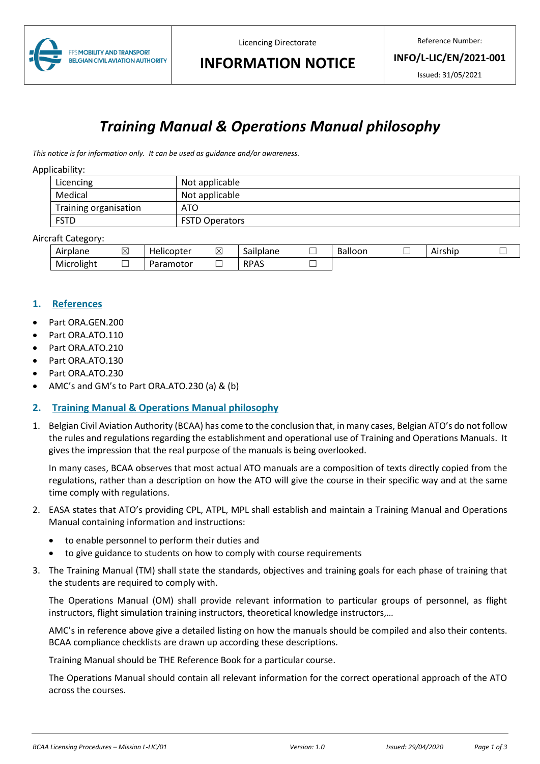| FPS MOBILITY AND TRANSPORT BELGIAN CIVIL AVIATION AUTHORITY | Licencing Directorate **INFORMATION NOTICE** | Reference Number: **INFO/L-LIC/EN/2021-001** Issued: 31/05/2021 |
|---|---|---|

# *Training Manual & Operations Manual philosophy*

*This notice is for information only. It can be used as guidance and/or awareness.*

Applicability:

| | |
|---|---|
| Licencing | Not applicable |
| Medical | Not applicable |
| Training organisation | ATO |
| FSTD | FSTD Operators |

Aircraft Category:

| | | | | | | | | | |
|---|---|---|---|---|---|---|---|---|---|
| Airplane | ☒ | Helicopter | ☒ | Sailplane | ☐ | Balloon | ☐ | Airship | ☐ |
| Microlight | ☐ | Paramotor | ☐ | RPAS | ☐ | | | | |

## 1. References

- Part ORA.GEN.200
- Part ORA.ATO.110
- Part ORA.ATO.210
- Part ORA.ATO.130
- Part ORA.ATO.230
- AMC's and GM's to Part ORA.ATO.230 (a) & (b)

## 2. Training Manual & Operations Manual philosophy

1. Belgian Civil Aviation Authority (BCAA) has come to the conclusion that, in many cases, Belgian ATO's do not follow the rules and regulations regarding the establishment and operational use of Training and Operations Manuals. It gives the impression that the real purpose of the manuals is being overlooked.

   In many cases, BCAA observes that most actual ATO manuals are a composition of texts directly copied from the regulations, rather than a description on how the ATO will give the course in their specific way and at the same time comply with regulations.

2. EASA states that ATO's providing CPL, ATPL, MPL shall establish and maintain a Training Manual and Operations Manual containing information and instructions:

   - to enable personnel to perform their duties and
   - to give guidance to students on how to comply with course requirements

3. The Training Manual (TM) shall state the standards, objectives and training goals for each phase of training that the students are required to comply with.

   The Operations Manual (OM) shall provide relevant information to particular groups of personnel, as flight instructors, flight simulation training instructors, theoretical knowledge instructors,…

   AMC's in reference above give a detailed listing on how the manuals should be compiled and also their contents. BCAA compliance checklists are drawn up according these descriptions.

   Training Manual should be THE Reference Book for a particular course.

   The Operations Manual should contain all relevant information for the correct operational approach of the ATO across the courses.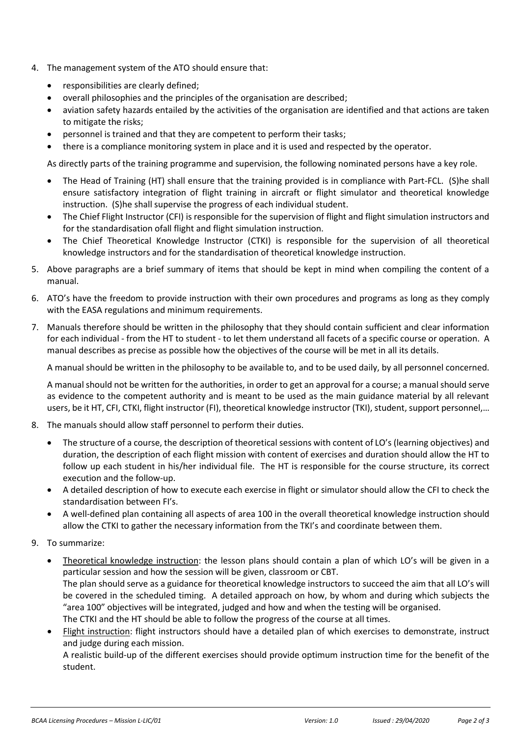4. The management system of the ATO should ensure that:

   - responsibilities are clearly defined;
   - overall philosophies and the principles of the organisation are described;
   - aviation safety hazards entailed by the activities of the organisation are identified and that actions are taken to mitigate the risks;
   - personnel is trained and that they are competent to perform their tasks;
   - there is a compliance monitoring system in place and it is used and respected by the operator.

   As directly parts of the training programme and supervision, the following nominated persons have a key role.

   - The Head of Training (HT) shall ensure that the training provided is in compliance with Part-FCL. (S)he shall ensure satisfactory integration of flight training in aircraft or flight simulator and theoretical knowledge instruction. (S)he shall supervise the progress of each individual student.
   - The Chief Flight Instructor (CFI) is responsible for the supervision of flight and flight simulation instructors and for the standardisation ofall flight and flight simulation instruction.
   - The Chief Theoretical Knowledge Instructor (CTKI) is responsible for the supervision of all theoretical knowledge instructors and for the standardisation of theoretical knowledge instruction.

5. Above paragraphs are a brief summary of items that should be kept in mind when compiling the content of a manual.

6. ATO's have the freedom to provide instruction with their own procedures and programs as long as they comply with the EASA regulations and minimum requirements.

7. Manuals therefore should be written in the philosophy that they should contain sufficient and clear information for each individual - from the HT to student - to let them understand all facets of a specific course or operation. A manual describes as precise as possible how the objectives of the course will be met in all its details.

   A manual should be written in the philosophy to be available to, and to be used daily, by all personnel concerned.

   A manual should not be written for the authorities, in order to get an approval for a course; a manual should serve as evidence to the competent authority and is meant to be used as the main guidance material by all relevant users, be it HT, CFI, CTKI, flight instructor (FI), theoretical knowledge instructor (TKI), student, support personnel,…

8. The manuals should allow staff personnel to perform their duties.

   - The structure of a course, the description of theoretical sessions with content of LO's (learning objectives) and duration, the description of each flight mission with content of exercises and duration should allow the HT to follow up each student in his/her individual file. The HT is responsible for the course structure, its correct execution and the follow-up.
   - A detailed description of how to execute each exercise in flight or simulator should allow the CFI to check the standardisation between FI's.
   - A well-defined plan containing all aspects of area 100 in the overall theoretical knowledge instruction should allow the CTKI to gather the necessary information from the TKI's and coordinate between them.

9. To summarize:

   - Theoretical knowledge instruction: the lesson plans should contain a plan of which LO's will be given in a particular session and how the session will be given, classroom or CBT.
     The plan should serve as a guidance for theoretical knowledge instructors to succeed the aim that all LO's will be covered in the scheduled timing. A detailed approach on how, by whom and during which subjects the "area 100" objectives will be integrated, judged and how and when the testing will be organised.
     The CTKI and the HT should be able to follow the progress of the course at all times.
   - Flight instruction: flight instructors should have a detailed plan of which exercises to demonstrate, instruct and judge during each mission.
     A realistic build-up of the different exercises should provide optimum instruction time for the benefit of the student.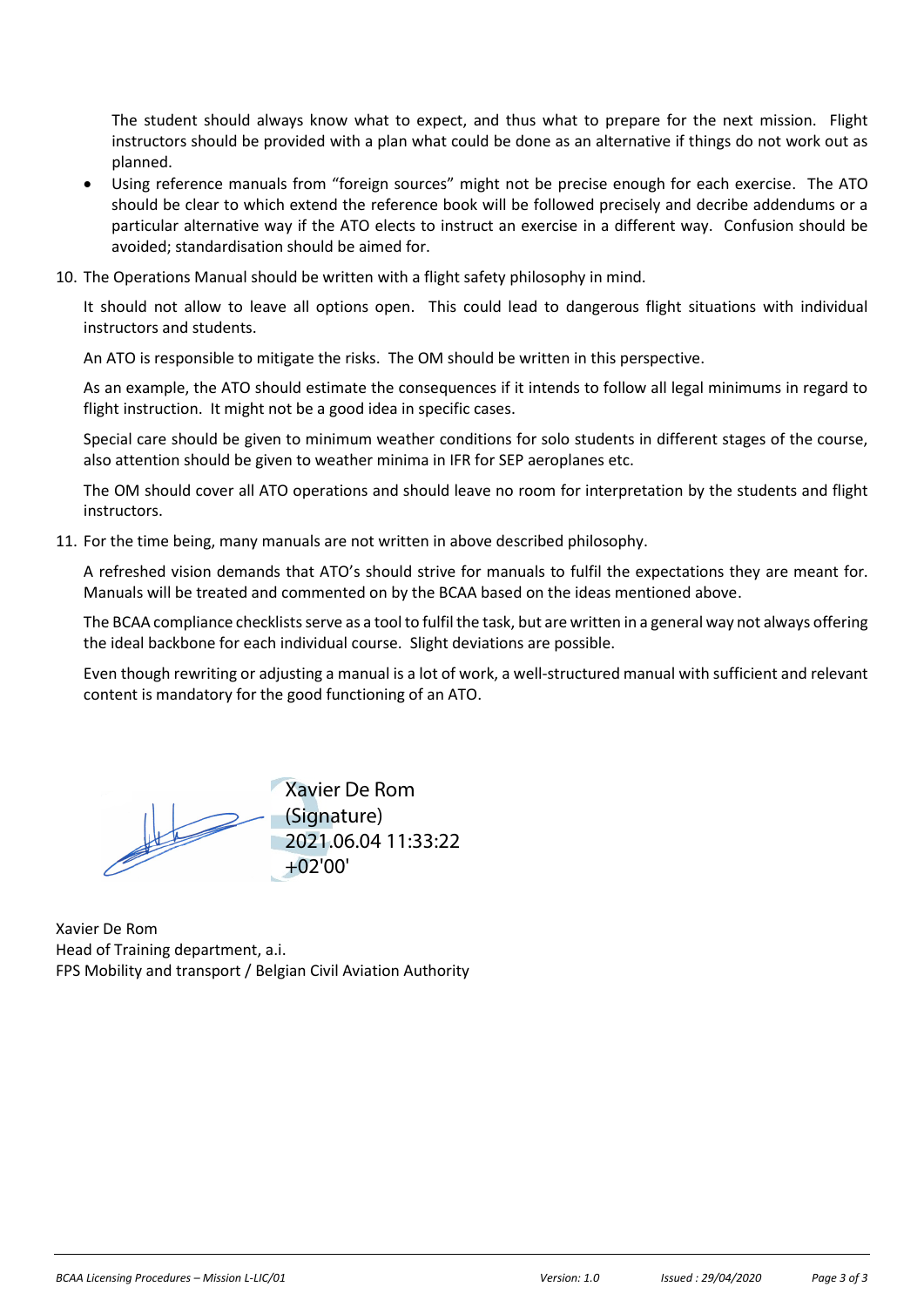The student should always know what to expect, and thus what to prepare for the next mission. Flight instructors should be provided with a plan what could be done as an alternative if things do not work out as planned.

- Using reference manuals from "foreign sources" might not be precise enough for each exercise. The ATO should be clear to which extend the reference book will be followed precisely and decribe addendums or a particular alternative way if the ATO elects to instruct an exercise in a different way. Confusion should be avoided; standardisation should be aimed for.

10. The Operations Manual should be written with a flight safety philosophy in mind.

    It should not allow to leave all options open. This could lead to dangerous flight situations with individual instructors and students.

    An ATO is responsible to mitigate the risks. The OM should be written in this perspective.

    As an example, the ATO should estimate the consequences if it intends to follow all legal minimums in regard to flight instruction. It might not be a good idea in specific cases.

    Special care should be given to minimum weather conditions for solo students in different stages of the course, also attention should be given to weather minima in IFR for SEP aeroplanes etc.

    The OM should cover all ATO operations and should leave no room for interpretation by the students and flight instructors.

11. For the time being, many manuals are not written in above described philosophy.

    A refreshed vision demands that ATO's should strive for manuals to fulfil the expectations they are meant for. Manuals will be treated and commented on by the BCAA based on the ideas mentioned above.

    The BCAA compliance checklists serve as a tool to fulfil the task, but are written in a general way not always offering the ideal backbone for each individual course. Slight deviations are possible.

    Even though rewriting or adjusting a manual is a lot of work, a well-structured manual with sufficient and relevant content is mandatory for the good functioning of an ATO.

Xavier De Rom
(Signature)
2021.06.04 11:33:22
+02'00'

Xavier De Rom
Head of Training department, a.i.
FPS Mobility and transport / Belgian Civil Aviation Authority